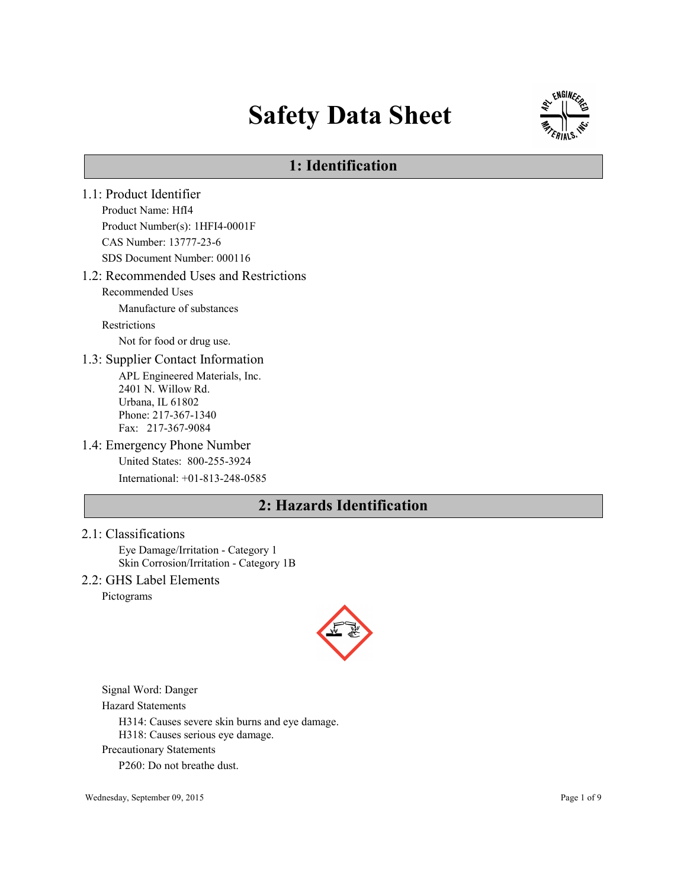# Safety Data Sheet

## 1: Identification

### 1.1: Product Identifier

Product Name: HfI4

Product Number(s): 1HFI4-0001F

CAS Number: 13777-23-6

SDS Document Number: 000116

### 1.2: Recommended Uses and Restrictions

Recommended Uses

Manufacture of substances

Restrictions

Not for food or drug use.

### 1.3: Supplier Contact Information

APL Engineered Materials, Inc.
2401 N. Willow Rd.
Urbana, IL 61802
Phone: 217-367-1340
Fax: 217-367-9084

### 1.4: Emergency Phone Number

United States: 800-255-3924

International: +01-813-248-0585

## 2: Hazards Identification

### 2.1: Classifications

Eye Damage/Irritation - Category 1
Skin Corrosion/Irritation - Category 1B

### 2.2: GHS Label Elements

Pictograms

Signal Word: Danger

Hazard Statements

H314: Causes severe skin burns and eye damage.
H318: Causes serious eye damage.

Precautionary Statements

P260: Do not breathe dust.

Wednesday, September 09, 2015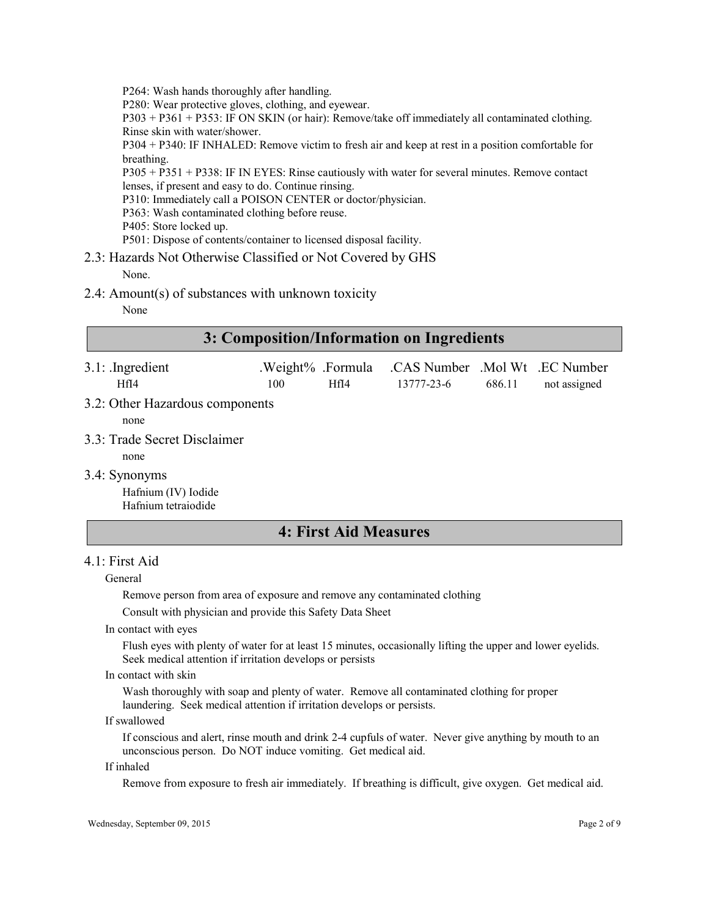P264: Wash hands thoroughly after handling.
P280: Wear protective gloves, clothing, and eyewear.
P303 + P361 + P353: IF ON SKIN (or hair): Remove/take off immediately all contaminated clothing. Rinse skin with water/shower.
P304 + P340: IF INHALED: Remove victim to fresh air and keep at rest in a position comfortable for breathing.
P305 + P351 + P338: IF IN EYES: Rinse cautiously with water for several minutes. Remove contact lenses, if present and easy to do. Continue rinsing.
P310: Immediately call a POISON CENTER or doctor/physician.
P363: Wash contaminated clothing before reuse.
P405: Store locked up.
P501: Dispose of contents/container to licensed disposal facility.

### 2.3: Hazards Not Otherwise Classified or Not Covered by GHS

None.

### 2.4: Amount(s) of substances with unknown toxicity

None

## 3: Composition/Information on Ingredients

### 3.1:

| .Ingredient | .Weight% | .Formula | .CAS Number | .Mol Wt | .EC Number |
|---|---|---|---|---|---|
| HfI4 | 100 | HfI4 | 13777-23-6 | 686.11 | not assigned |

### 3.2: Other Hazardous components

none

### 3.3: Trade Secret Disclaimer

none

### 3.4: Synonyms

Hafnium (IV) Iodide
Hafnium tetraiodide

## 4: First Aid Measures

### 4.1: First Aid

General

Remove person from area of exposure and remove any contaminated clothing

Consult with physician and provide this Safety Data Sheet

In contact with eyes

Flush eyes with plenty of water for at least 15 minutes, occasionally lifting the upper and lower eyelids. Seek medical attention if irritation develops or persists

In contact with skin

Wash thoroughly with soap and plenty of water. Remove all contaminated clothing for proper laundering. Seek medical attention if irritation develops or persists.

If swallowed

If conscious and alert, rinse mouth and drink 2-4 cupfuls of water. Never give anything by mouth to an unconscious person. Do NOT induce vomiting. Get medical aid.

If inhaled

Remove from exposure to fresh air immediately. If breathing is difficult, give oxygen. Get medical aid.

Wednesday, September 09, 2015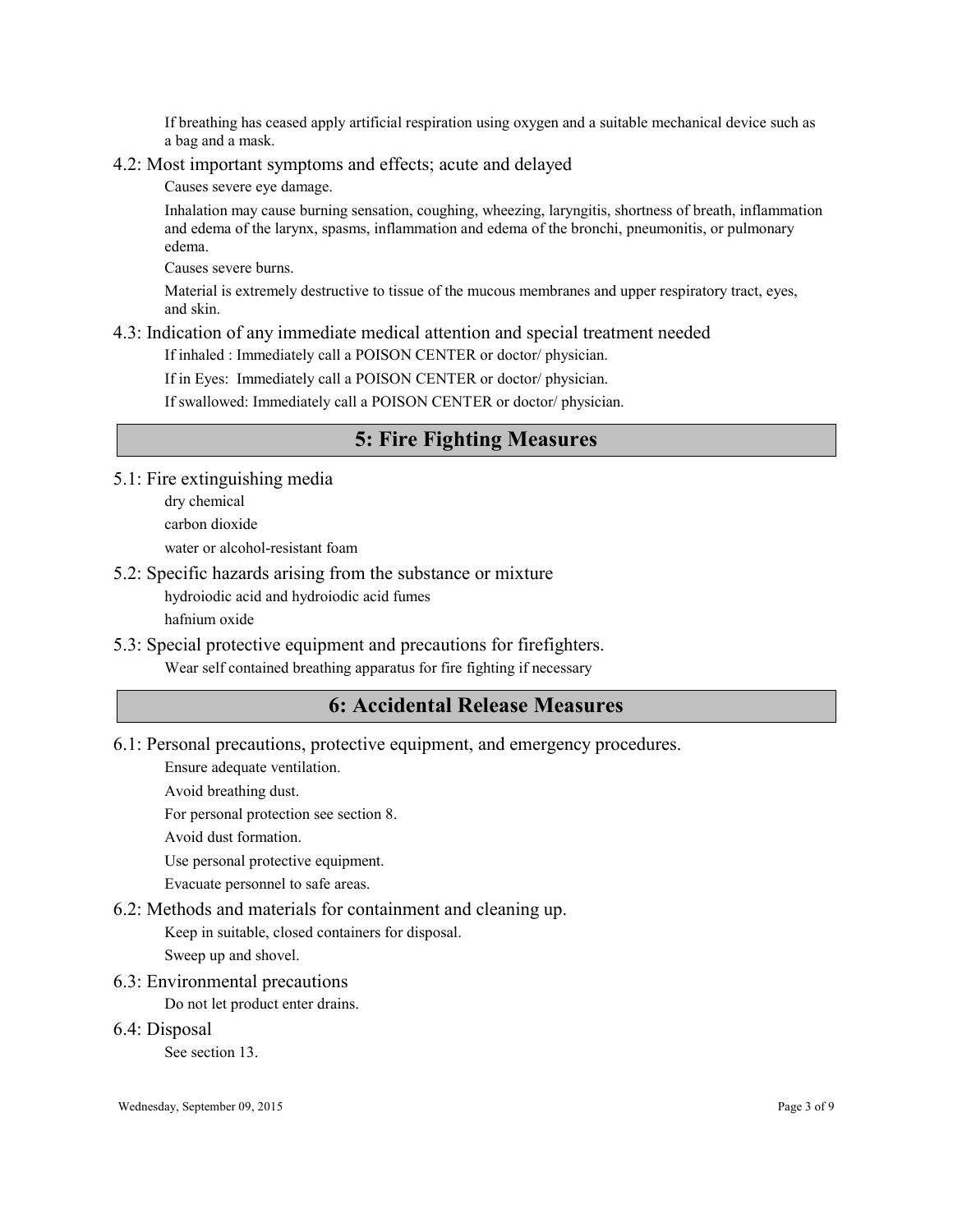If breathing has ceased apply artificial respiration using oxygen and a suitable mechanical device such as a bag and a mask.

### 4.2: Most important symptoms and effects; acute and delayed

Causes severe eye damage.

Inhalation may cause burning sensation, coughing, wheezing, laryngitis, shortness of breath, inflammation and edema of the larynx, spasms, inflammation and edema of the bronchi, pneumonitis, or pulmonary edema.

Causes severe burns.

Material is extremely destructive to tissue of the mucous membranes and upper respiratory tract, eyes, and skin.

### 4.3: Indication of any immediate medical attention and special treatment needed

If inhaled : Immediately call a POISON CENTER or doctor/ physician.

If in Eyes: Immediately call a POISON CENTER or doctor/ physician.

If swallowed: Immediately call a POISON CENTER or doctor/ physician.

## 5: Fire Fighting Measures

### 5.1: Fire extinguishing media

dry chemical

carbon dioxide

water or alcohol-resistant foam

### 5.2: Specific hazards arising from the substance or mixture

hydroiodic acid and hydroiodic acid fumes

hafnium oxide

### 5.3: Special protective equipment and precautions for firefighters.

Wear self contained breathing apparatus for fire fighting if necessary

## 6: Accidental Release Measures

### 6.1: Personal precautions, protective equipment, and emergency procedures.

Ensure adequate ventilation.

Avoid breathing dust.

For personal protection see section 8.

Avoid dust formation.

Use personal protective equipment.

Evacuate personnel to safe areas.

### 6.2: Methods and materials for containment and cleaning up.

Keep in suitable, closed containers for disposal.

Sweep up and shovel.

### 6.3: Environmental precautions

Do not let product enter drains.

### 6.4: Disposal

See section 13.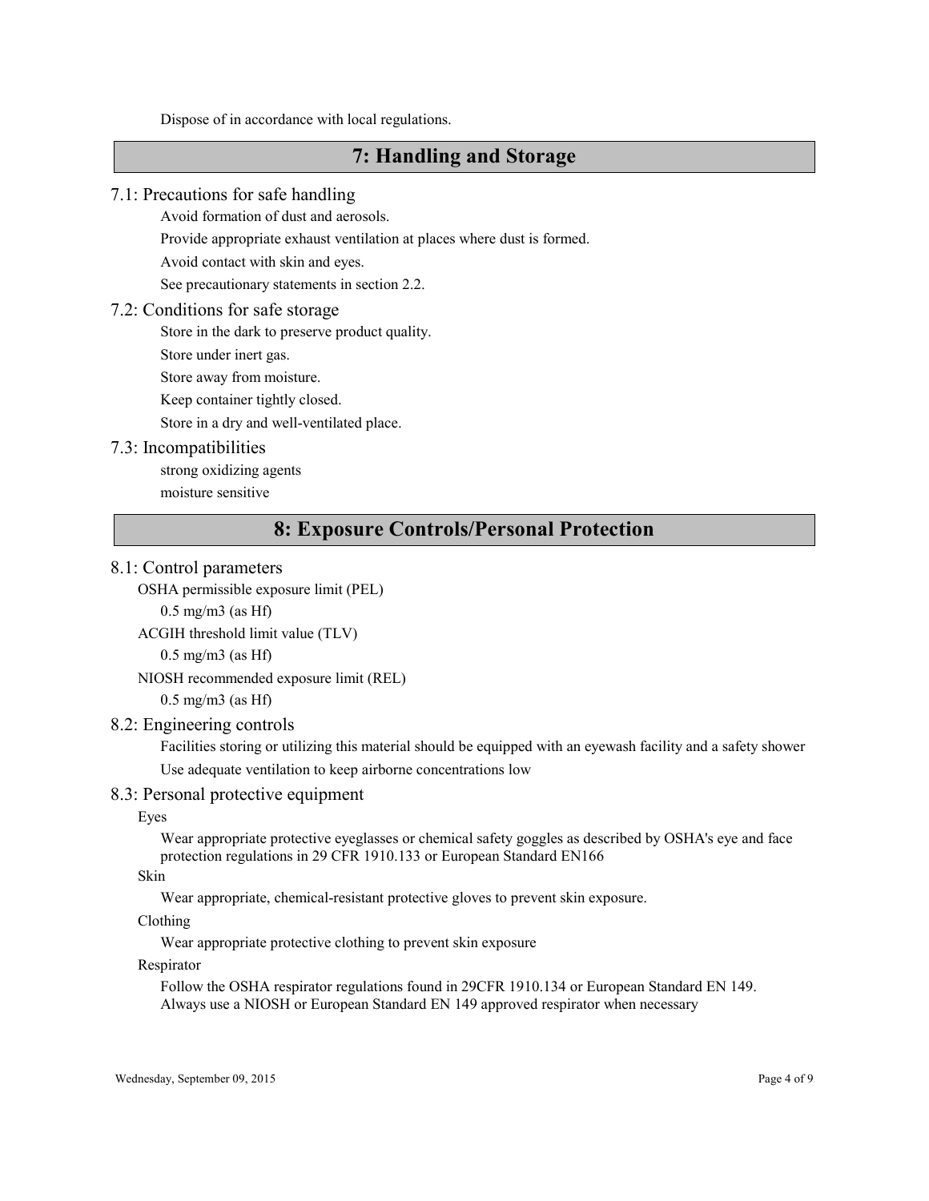Dispose of in accordance with local regulations.

## 7: Handling and Storage

### 7.1: Precautions for safe handling

Avoid formation of dust and aerosols.

Provide appropriate exhaust ventilation at places where dust is formed.

Avoid contact with skin and eyes.

See precautionary statements in section 2.2.

### 7.2: Conditions for safe storage

Store in the dark to preserve product quality.

Store under inert gas.

Store away from moisture.

Keep container tightly closed.

Store in a dry and well-ventilated place.

### 7.3: Incompatibilities

strong oxidizing agents

moisture sensitive

## 8: Exposure Controls/Personal Protection

### 8.1: Control parameters

OSHA permissible exposure limit (PEL)

0.5 mg/m3 (as Hf)

ACGIH threshold limit value (TLV)

0.5 mg/m3 (as Hf)

NIOSH recommended exposure limit (REL)

0.5 mg/m3 (as Hf)

### 8.2: Engineering controls

Facilities storing or utilizing this material should be equipped with an eyewash facility and a safety shower

Use adequate ventilation to keep airborne concentrations low

### 8.3: Personal protective equipment

Eyes

Wear appropriate protective eyeglasses or chemical safety goggles as described by OSHA's eye and face protection regulations in 29 CFR 1910.133 or European Standard EN166

Skin

Wear appropriate, chemical-resistant protective gloves to prevent skin exposure.

Clothing

Wear appropriate protective clothing to prevent skin exposure

Respirator

Follow the OSHA respirator regulations found in 29CFR 1910.134 or European Standard EN 149.
Always use a NIOSH or European Standard EN 149 approved respirator when necessary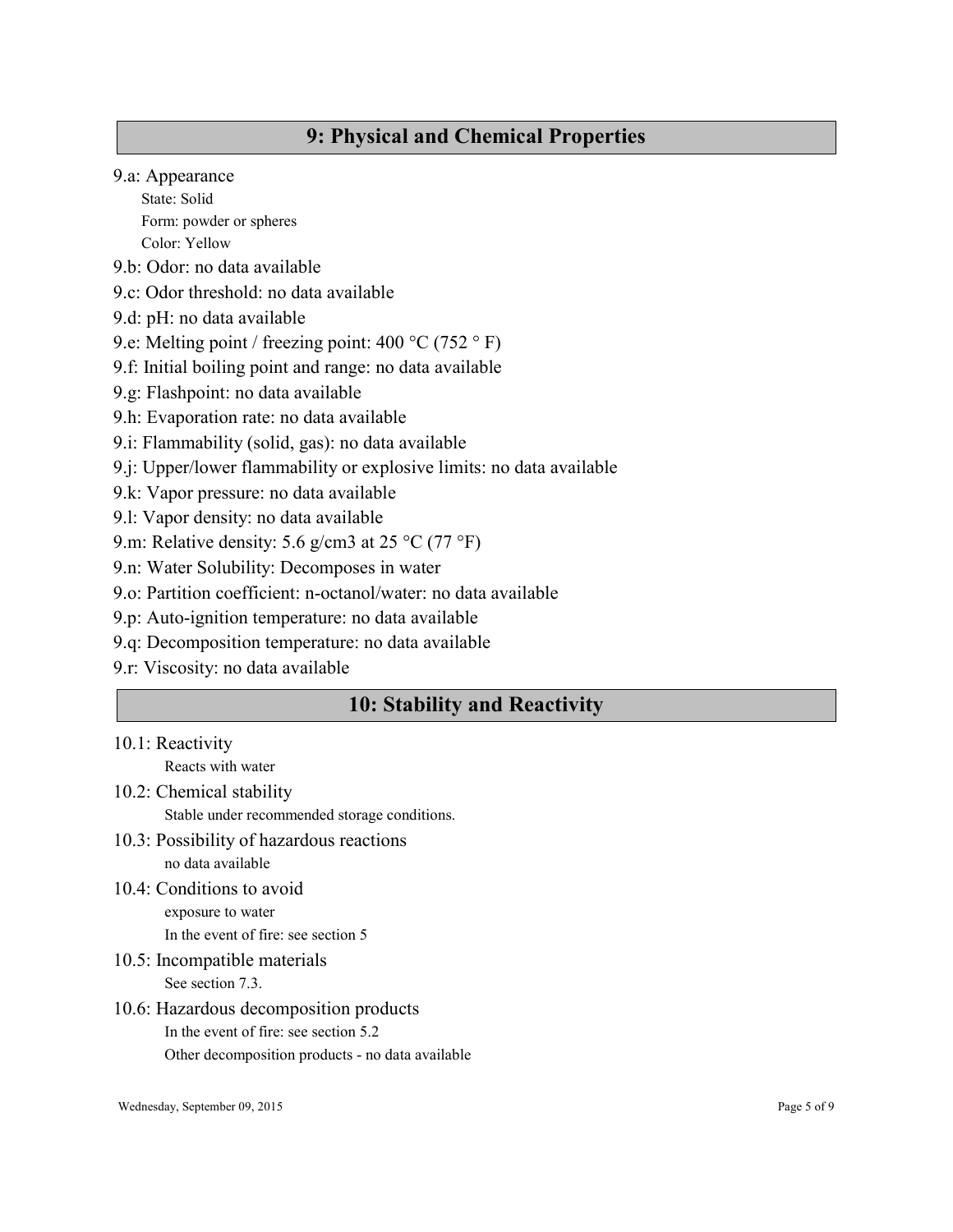## 9: Physical and Chemical Properties

9.a: Appearance

State: Solid

Form: powder or spheres

Color: Yellow

9.b: Odor: no data available

9.c: Odor threshold: no data available

9.d: pH: no data available

9.e: Melting point / freezing point: 400 °C (752 ° F)

9.f: Initial boiling point and range: no data available

9.g: Flashpoint: no data available

9.h: Evaporation rate: no data available

9.i: Flammability (solid, gas): no data available

9.j: Upper/lower flammability or explosive limits: no data available

9.k: Vapor pressure: no data available

9.l: Vapor density: no data available

9.m: Relative density: 5.6 g/cm3 at 25 °C (77 °F)

9.n: Water Solubility: Decomposes in water

9.o: Partition coefficient: n-octanol/water: no data available

9.p: Auto-ignition temperature: no data available

9.q: Decomposition temperature: no data available

9.r: Viscosity: no data available

## 10: Stability and Reactivity

10.1: Reactivity

Reacts with water

10.2: Chemical stability

Stable under recommended storage conditions.

10.3: Possibility of hazardous reactions

no data available

10.4: Conditions to avoid

exposure to water

In the event of fire: see section 5

10.5: Incompatible materials

See section 7.3.

10.6: Hazardous decomposition products

In the event of fire: see section 5.2

Other decomposition products - no data available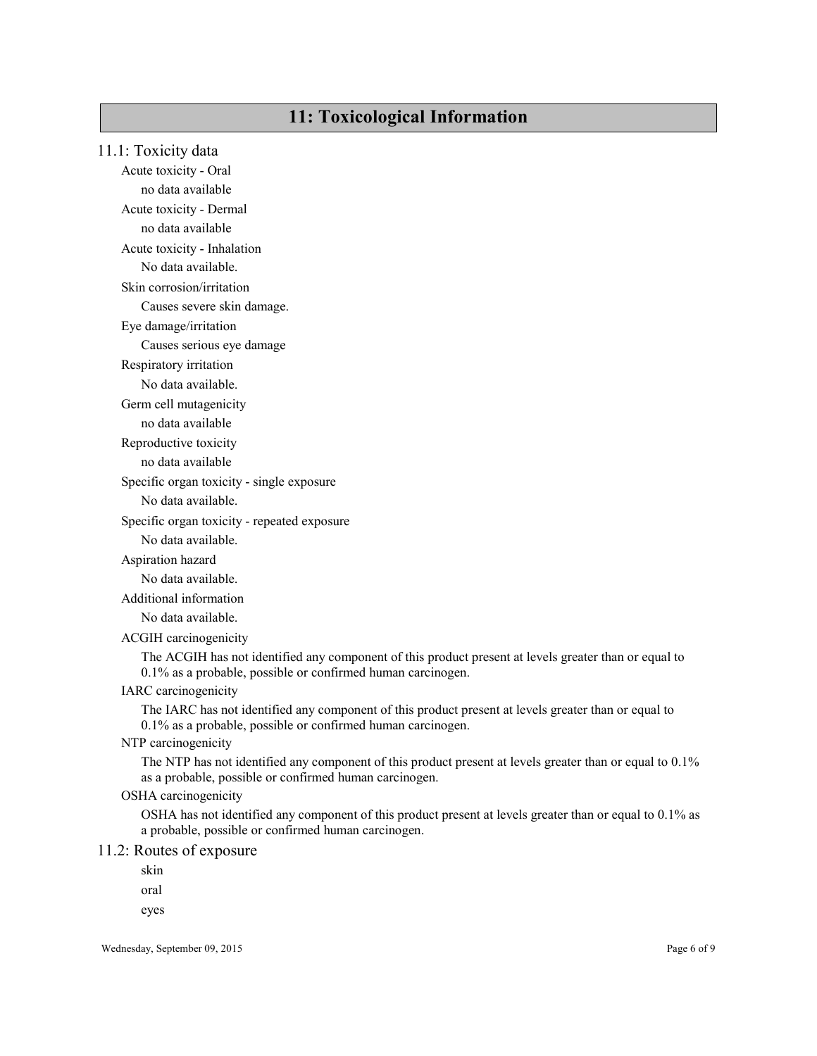# 11: Toxicological Information

## 11.1: Toxicity data

Acute toxicity - Oral

no data available

Acute toxicity - Dermal

no data available

Acute toxicity - Inhalation

No data available.

Skin corrosion/irritation

Causes severe skin damage.

Eye damage/irritation

Causes serious eye damage

Respiratory irritation

No data available.

Germ cell mutagenicity

no data available

Reproductive toxicity

no data available

Specific organ toxicity - single exposure

No data available.

Specific organ toxicity - repeated exposure

No data available.

Aspiration hazard

No data available.

Additional information

No data available.

ACGIH carcinogenicity

The ACGIH has not identified any component of this product present at levels greater than or equal to 0.1% as a probable, possible or confirmed human carcinogen.

IARC carcinogenicity

The IARC has not identified any component of this product present at levels greater than or equal to 0.1% as a probable, possible or confirmed human carcinogen.

NTP carcinogenicity

The NTP has not identified any component of this product present at levels greater than or equal to 0.1% as a probable, possible or confirmed human carcinogen.

OSHA carcinogenicity

OSHA has not identified any component of this product present at levels greater than or equal to 0.1% as a probable, possible or confirmed human carcinogen.

## 11.2: Routes of exposure

skin

oral

eyes

Wednesday, September 09, 2015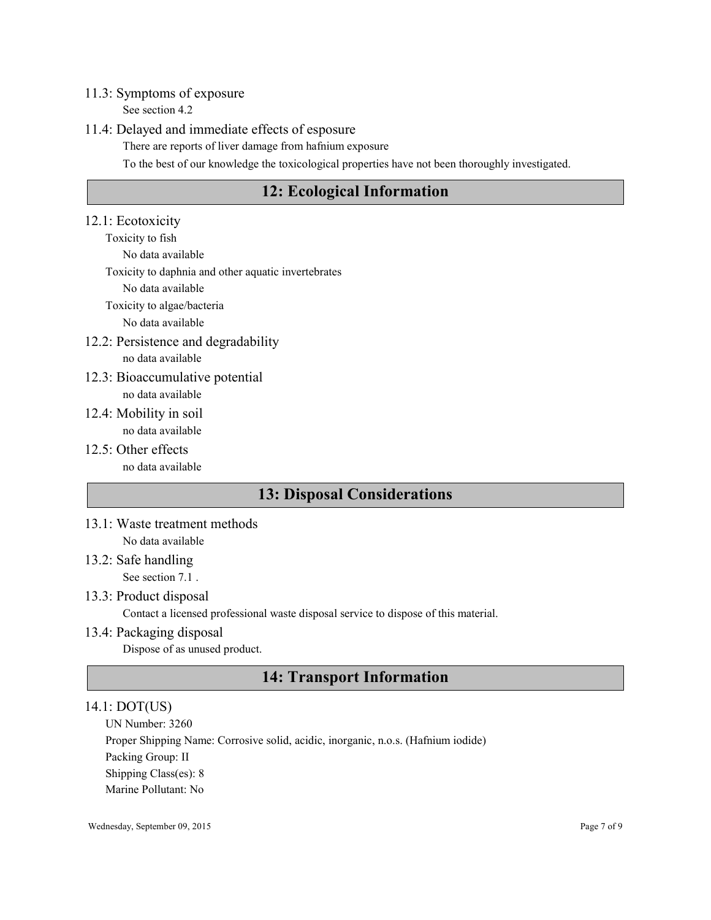### 11.3: Symptoms of exposure

See section 4.2

### 11.4: Delayed and immediate effects of esposure

There are reports of liver damage from hafnium exposure

To the best of our knowledge the toxicological properties have not been thoroughly investigated.

## 12: Ecological Information

### 12.1: Ecotoxicity

Toxicity to fish

No data available

Toxicity to daphnia and other aquatic invertebrates

No data available

Toxicity to algae/bacteria

No data available

### 12.2: Persistence and degradability

no data available

### 12.3: Bioaccumulative potential

no data available

### 12.4: Mobility in soil

no data available

### 12.5: Other effects

no data available

## 13: Disposal Considerations

### 13.1: Waste treatment methods

No data available

### 13.2: Safe handling

See section 7.1 .

### 13.3: Product disposal

Contact a licensed professional waste disposal service to dispose of this material.

### 13.4: Packaging disposal

Dispose of as unused product.

## 14: Transport Information

### 14.1: DOT(US)

UN Number: 3260

Proper Shipping Name: Corrosive solid, acidic, inorganic, n.o.s. (Hafnium iodide)

Packing Group: II

Shipping Class(es): 8

Marine Pollutant: No

Wednesday, September 09, 2015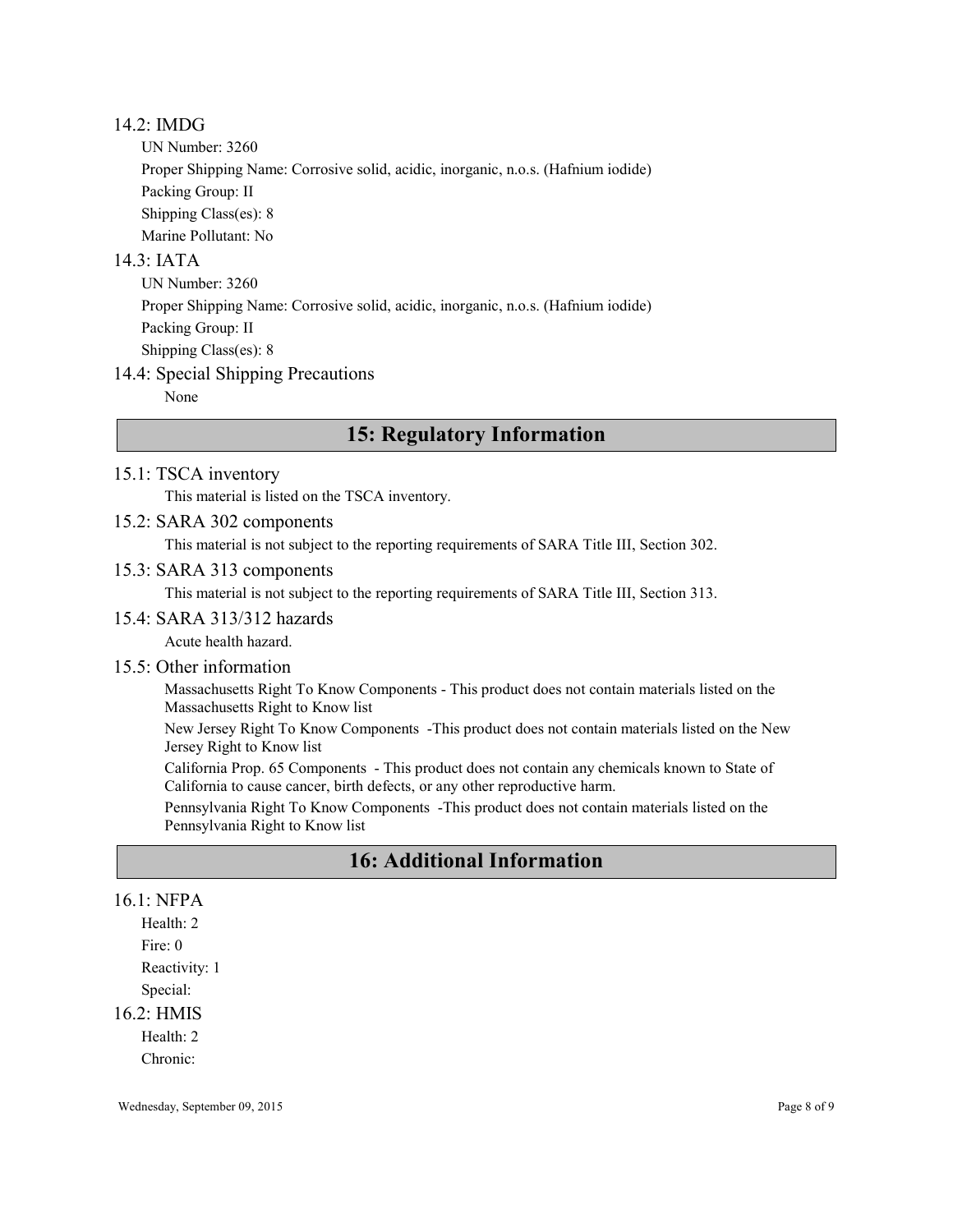### 14.2: IMDG

UN Number: 3260

Proper Shipping Name: Corrosive solid, acidic, inorganic, n.o.s. (Hafnium iodide)

Packing Group: II

Shipping Class(es): 8

Marine Pollutant: No

### 14.3: IATA

UN Number: 3260

Proper Shipping Name: Corrosive solid, acidic, inorganic, n.o.s. (Hafnium iodide)

Packing Group: II

Shipping Class(es): 8

### 14.4: Special Shipping Precautions

None

## 15: Regulatory Information

### 15.1: TSCA inventory

This material is listed on the TSCA inventory.

### 15.2: SARA 302 components

This material is not subject to the reporting requirements of SARA Title III, Section 302.

### 15.3: SARA 313 components

This material is not subject to the reporting requirements of SARA Title III, Section 313.

### 15.4: SARA 313/312 hazards

Acute health hazard.

### 15.5: Other information

Massachusetts Right To Know Components - This product does not contain materials listed on the Massachusetts Right to Know list

New Jersey Right To Know Components -This product does not contain materials listed on the New Jersey Right to Know list

California Prop. 65 Components - This product does not contain any chemicals known to State of California to cause cancer, birth defects, or any other reproductive harm.

Pennsylvania Right To Know Components -This product does not contain materials listed on the Pennsylvania Right to Know list

## 16: Additional Information

### 16.1: NFPA

Health: 2

Fire: 0

Reactivity: 1

Special:

### 16.2: HMIS

Health: 2

Chronic: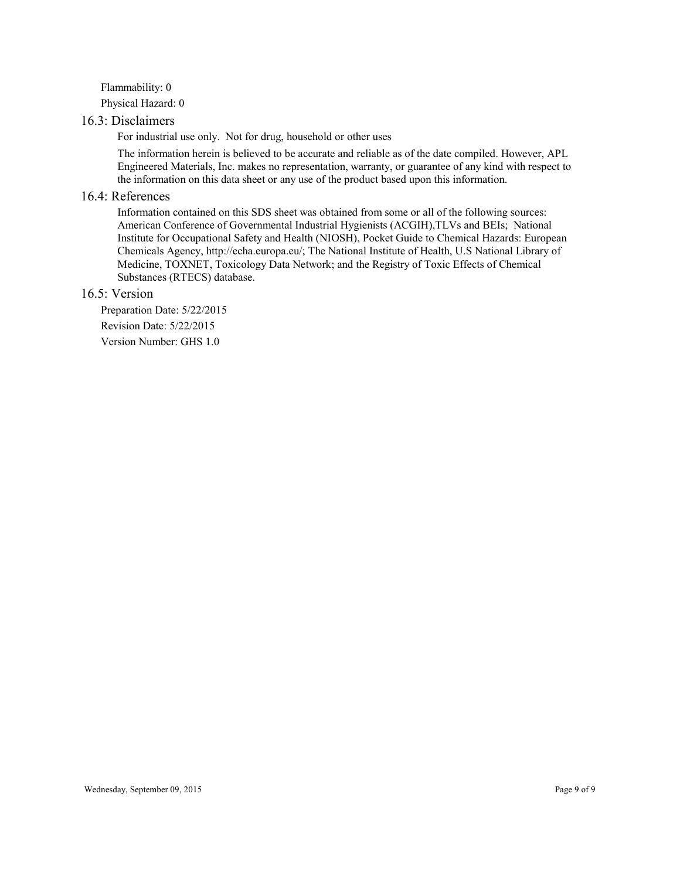Flammability: 0

Physical Hazard: 0

## 16.3: Disclaimers

For industrial use only. Not for drug, household or other uses

The information herein is believed to be accurate and reliable as of the date compiled. However, APL Engineered Materials, Inc. makes no representation, warranty, or guarantee of any kind with respect to the information on this data sheet or any use of the product based upon this information.

## 16.4: References

Information contained on this SDS sheet was obtained from some or all of the following sources: American Conference of Governmental Industrial Hygienists (ACGIH),TLVs and BEIs; National Institute for Occupational Safety and Health (NIOSH), Pocket Guide to Chemical Hazards: European Chemicals Agency, http://echa.europa.eu/; The National Institute of Health, U.S National Library of Medicine, TOXNET, Toxicology Data Network; and the Registry of Toxic Effects of Chemical Substances (RTECS) database.

## 16.5: Version

Preparation Date: 5/22/2015

Revision Date: 5/22/2015

Version Number: GHS 1.0